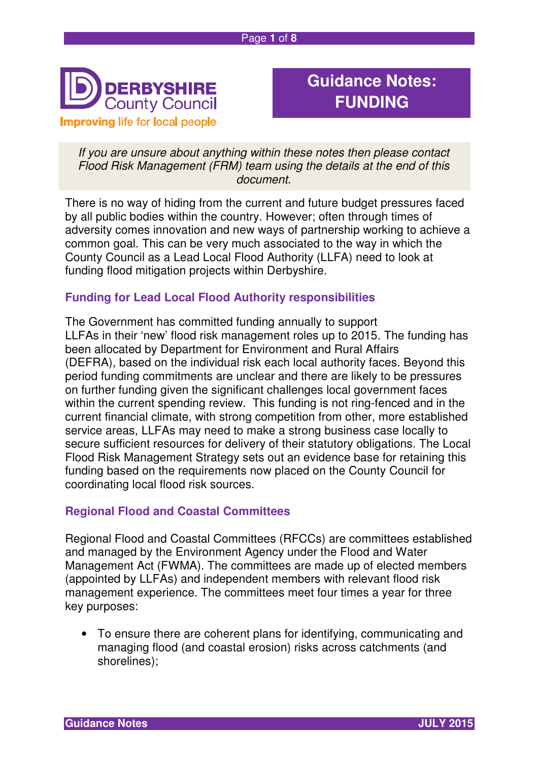DERBYSHIRE County Council

Improving life for local people

# Guidance Notes: FUNDING

*If you are unsure about anything within these notes then please contact Flood Risk Management (FRM) team using the details at the end of this document.*

There is no way of hiding from the current and future budget pressures faced by all public bodies within the country. However; often through times of adversity comes innovation and new ways of partnership working to achieve a common goal. This can be very much associated to the way in which the County Council as a Lead Local Flood Authority (LLFA) need to look at funding flood mitigation projects within Derbyshire.

## Funding for Lead Local Flood Authority responsibilities

The Government has committed funding annually to support LLFAs in their 'new' flood risk management roles up to 2015. The funding has been allocated by Department for Environment and Rural Affairs (DEFRA), based on the individual risk each local authority faces. Beyond this period funding commitments are unclear and there are likely to be pressures on further funding given the significant challenges local government faces within the current spending review. This funding is not ring-fenced and in the current financial climate, with strong competition from other, more established service areas, LLFAs may need to make a strong business case locally to secure sufficient resources for delivery of their statutory obligations. The Local Flood Risk Management Strategy sets out an evidence base for retaining this funding based on the requirements now placed on the County Council for coordinating local flood risk sources.

## Regional Flood and Coastal Committees

Regional Flood and Coastal Committees (RFCCs) are committees established and managed by the Environment Agency under the Flood and Water Management Act (FWMA). The committees are made up of elected members (appointed by LLFAs) and independent members with relevant flood risk management experience. The committees meet four times a year for three key purposes:

- To ensure there are coherent plans for identifying, communicating and managing flood (and coastal erosion) risks across catchments (and shorelines);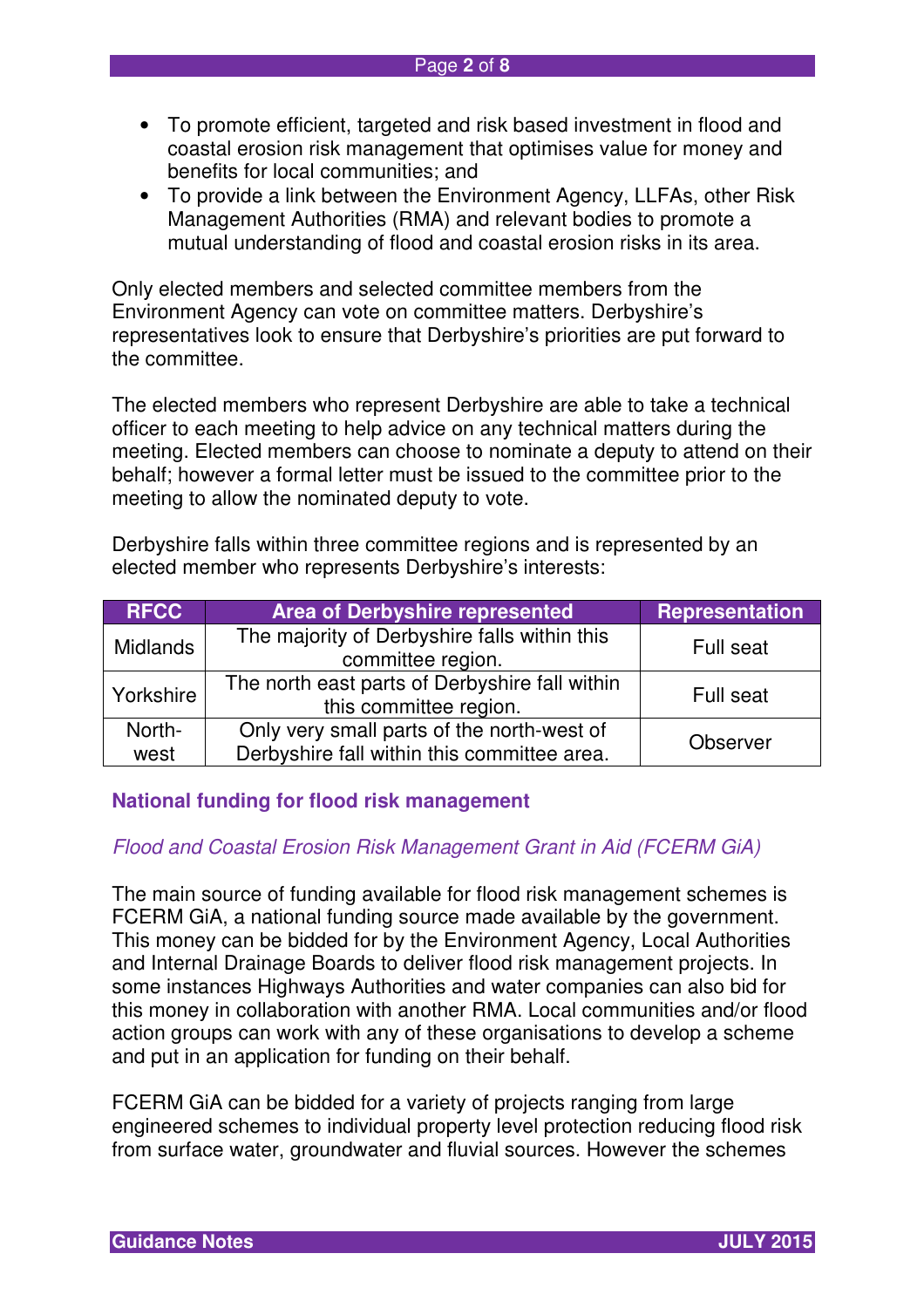- To promote efficient, targeted and risk based investment in flood and coastal erosion risk management that optimises value for money and benefits for local communities; and
- To provide a link between the Environment Agency, LLFAs, other Risk Management Authorities (RMA) and relevant bodies to promote a mutual understanding of flood and coastal erosion risks in its area.

Only elected members and selected committee members from the Environment Agency can vote on committee matters. Derbyshire's representatives look to ensure that Derbyshire's priorities are put forward to the committee.

The elected members who represent Derbyshire are able to take a technical officer to each meeting to help advice on any technical matters during the meeting. Elected members can choose to nominate a deputy to attend on their behalf; however a formal letter must be issued to the committee prior to the meeting to allow the nominated deputy to vote.

Derbyshire falls within three committee regions and is represented by an elected member who represents Derbyshire's interests:

| RFCC | Area of Derbyshire represented | Representation |
|---|---|---|
| Midlands | The majority of Derbyshire falls within this committee region. | Full seat |
| Yorkshire | The north east parts of Derbyshire fall within this committee region. | Full seat |
| North-west | Only very small parts of the north-west of Derbyshire fall within this committee area. | Observer |

## National funding for flood risk management

### *Flood and Coastal Erosion Risk Management Grant in Aid (FCERM GiA)*

The main source of funding available for flood risk management schemes is FCERM GiA, a national funding source made available by the government. This money can be bidded for by the Environment Agency, Local Authorities and Internal Drainage Boards to deliver flood risk management projects. In some instances Highways Authorities and water companies can also bid for this money in collaboration with another RMA. Local communities and/or flood action groups can work with any of these organisations to develop a scheme and put in an application for funding on their behalf.

FCERM GiA can be bidded for a variety of projects ranging from large engineered schemes to individual property level protection reducing flood risk from surface water, groundwater and fluvial sources. However the schemes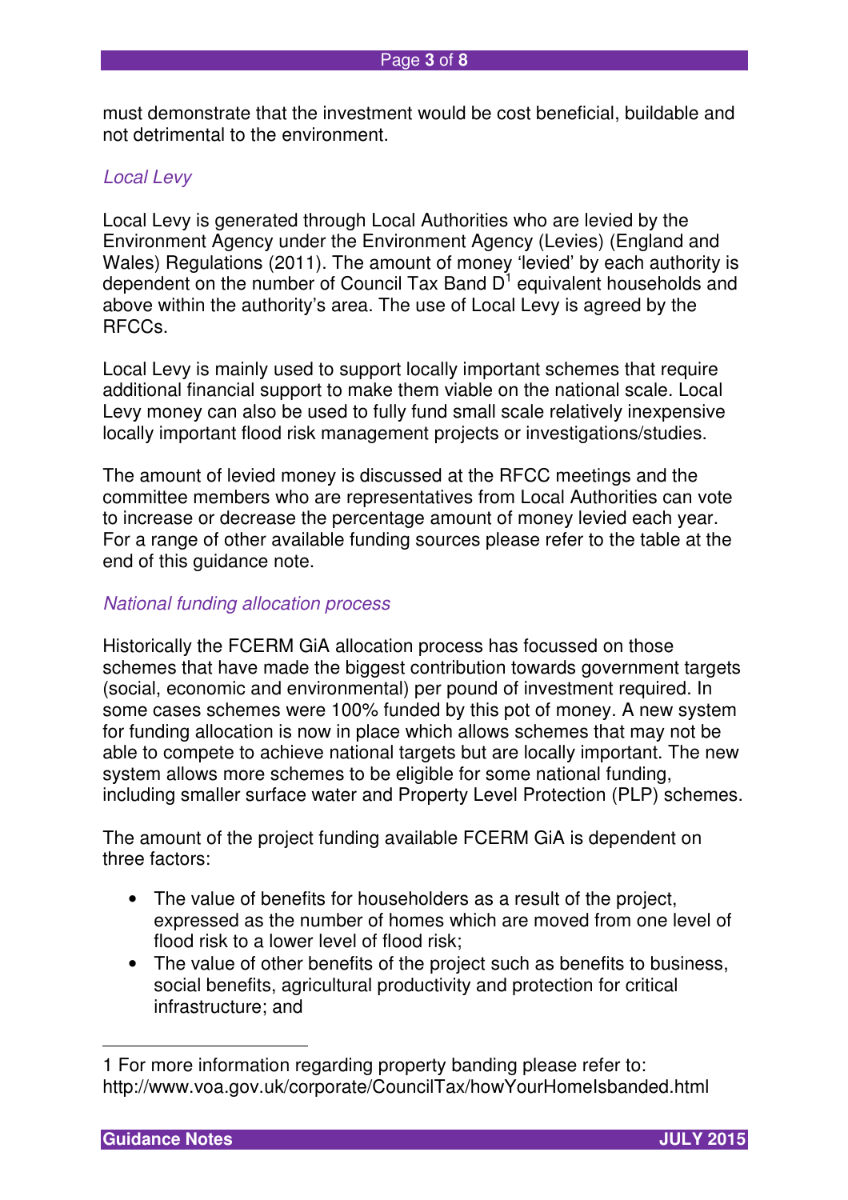must demonstrate that the investment would be cost beneficial, buildable and not detrimental to the environment.

### *Local Levy*

Local Levy is generated through Local Authorities who are levied by the Environment Agency under the Environment Agency (Levies) (England and Wales) Regulations (2011). The amount of money 'levied' by each authority is dependent on the number of Council Tax Band D[1] equivalent households and above within the authority's area. The use of Local Levy is agreed by the RFCCs.

Local Levy is mainly used to support locally important schemes that require additional financial support to make them viable on the national scale. Local Levy money can also be used to fully fund small scale relatively inexpensive locally important flood risk management projects or investigations/studies.

The amount of levied money is discussed at the RFCC meetings and the committee members who are representatives from Local Authorities can vote to increase or decrease the percentage amount of money levied each year. For a range of other available funding sources please refer to the table at the end of this guidance note.

### *National funding allocation process*

Historically the FCERM GiA allocation process has focussed on those schemes that have made the biggest contribution towards government targets (social, economic and environmental) per pound of investment required. In some cases schemes were 100% funded by this pot of money. A new system for funding allocation is now in place which allows schemes that may not be able to compete to achieve national targets but are locally important. The new system allows more schemes to be eligible for some national funding, including smaller surface water and Property Level Protection (PLP) schemes.

The amount of the project funding available FCERM GiA is dependent on three factors:

- The value of benefits for householders as a result of the project, expressed as the number of homes which are moved from one level of flood risk to a lower level of flood risk;
- The value of other benefits of the project such as benefits to business, social benefits, agricultural productivity and protection for critical infrastructure; and

---

1 For more information regarding property banding please refer to: http://www.voa.gov.uk/corporate/CouncilTax/howYourHomeIsbanded.html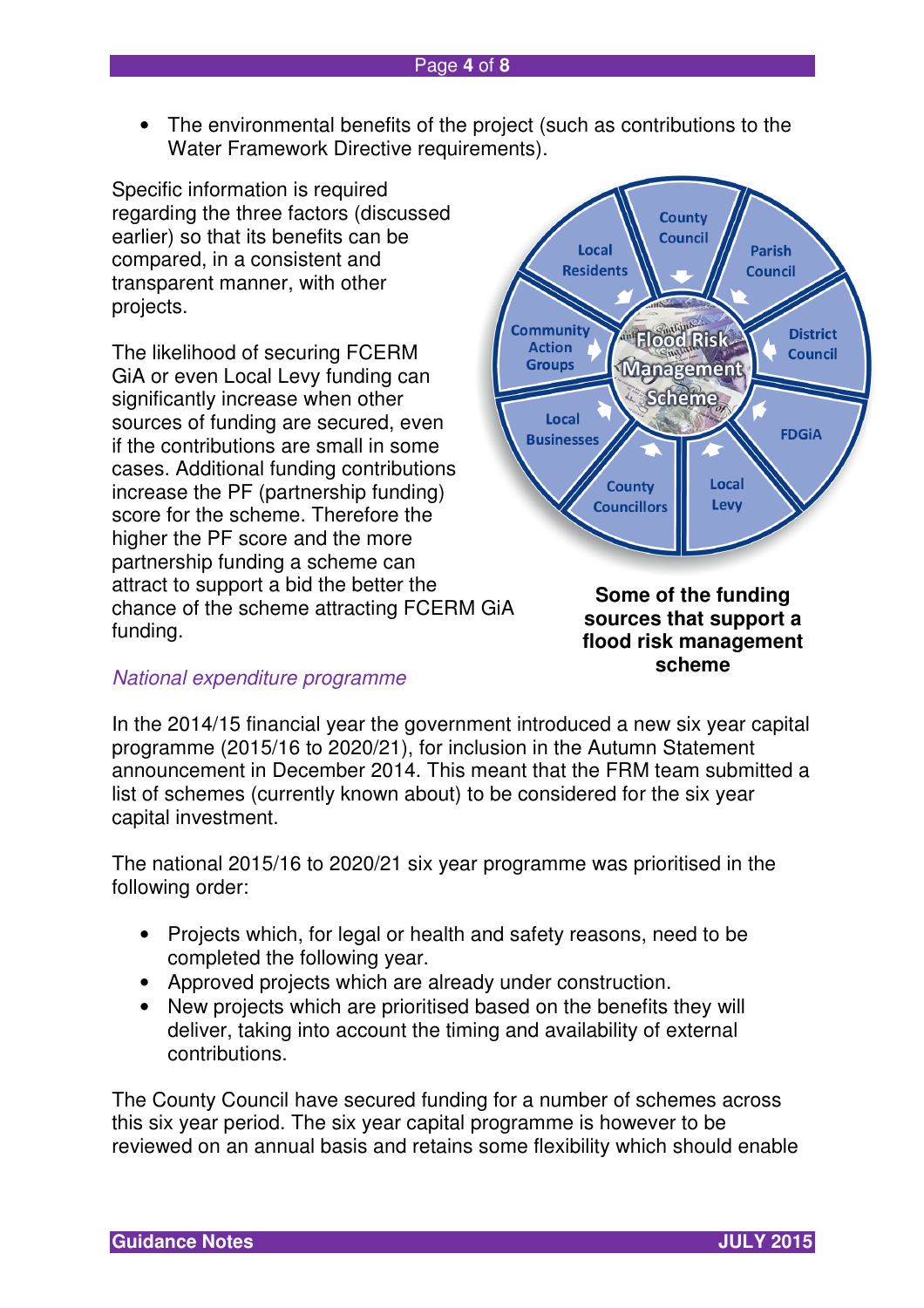- The environmental benefits of the project (such as contributions to the Water Framework Directive requirements).

Specific information is required regarding the three factors (discussed earlier) so that its benefits can be compared, in a consistent and transparent manner, with other projects.

The likelihood of securing FCERM GiA or even Local Levy funding can significantly increase when other sources of funding are secured, even if the contributions are small in some cases. Additional funding contributions increase the PF (partnership funding) score for the scheme. Therefore the higher the PF score and the more partnership funding a scheme can attract to support a bid the better the chance of the scheme attracting FCERM GiA funding.

**Some of the funding sources that support a flood risk management scheme**

*National expenditure programme*

In the 2014/15 financial year the government introduced a new six year capital programme (2015/16 to 2020/21), for inclusion in the Autumn Statement announcement in December 2014. This meant that the FRM team submitted a list of schemes (currently known about) to be considered for the six year capital investment.

The national 2015/16 to 2020/21 six year programme was prioritised in the following order:

- Projects which, for legal or health and safety reasons, need to be completed the following year.
- Approved projects which are already under construction.
- New projects which are prioritised based on the benefits they will deliver, taking into account the timing and availability of external contributions.

The County Council have secured funding for a number of schemes across this six year period. The six year capital programme is however to be reviewed on an annual basis and retains some flexibility which should enable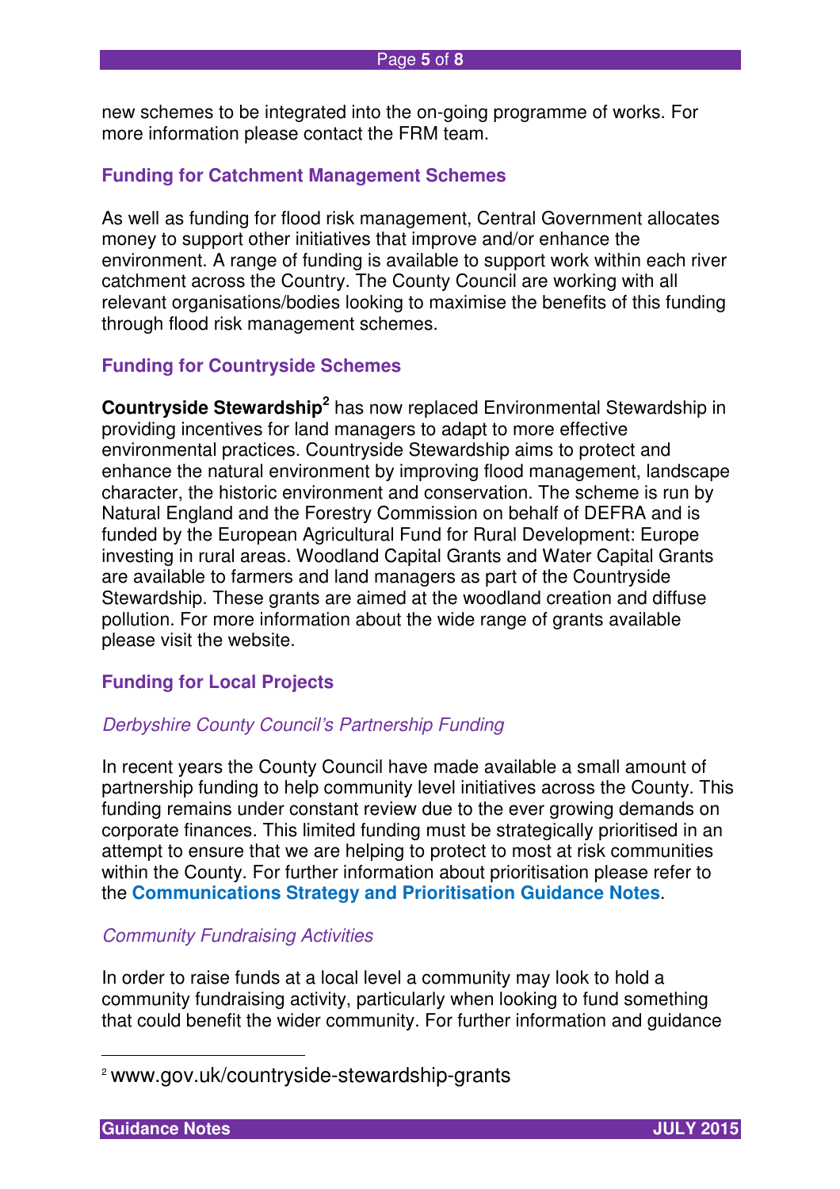new schemes to be integrated into the on-going programme of works. For more information please contact the FRM team.

### Funding for Catchment Management Schemes

As well as funding for flood risk management, Central Government allocates money to support other initiatives that improve and/or enhance the environment. A range of funding is available to support work within each river catchment across the Country. The County Council are working with all relevant organisations/bodies looking to maximise the benefits of this funding through flood risk management schemes.

### Funding for Countryside Schemes

**Countryside Stewardship**[2] has now replaced Environmental Stewardship in providing incentives for land managers to adapt to more effective environmental practices. Countryside Stewardship aims to protect and enhance the natural environment by improving flood management, landscape character, the historic environment and conservation. The scheme is run by Natural England and the Forestry Commission on behalf of DEFRA and is funded by the European Agricultural Fund for Rural Development: Europe investing in rural areas. Woodland Capital Grants and Water Capital Grants are available to farmers and land managers as part of the Countryside Stewardship. These grants are aimed at the woodland creation and diffuse pollution. For more information about the wide range of grants available please visit the website.

### Funding for Local Projects

*Derbyshire County Council's Partnership Funding*

In recent years the County Council have made available a small amount of partnership funding to help community level initiatives across the County. This funding remains under constant review due to the ever growing demands on corporate finances. This limited funding must be strategically prioritised in an attempt to ensure that we are helping to protect to most at risk communities within the County. For further information about prioritisation please refer to the **Communications Strategy and Prioritisation Guidance Notes**.

*Community Fundraising Activities*

In order to raise funds at a local level a community may look to hold a community fundraising activity, particularly when looking to fund something that could benefit the wider community. For further information and guidance

[2] www.gov.uk/countryside-stewardship-grants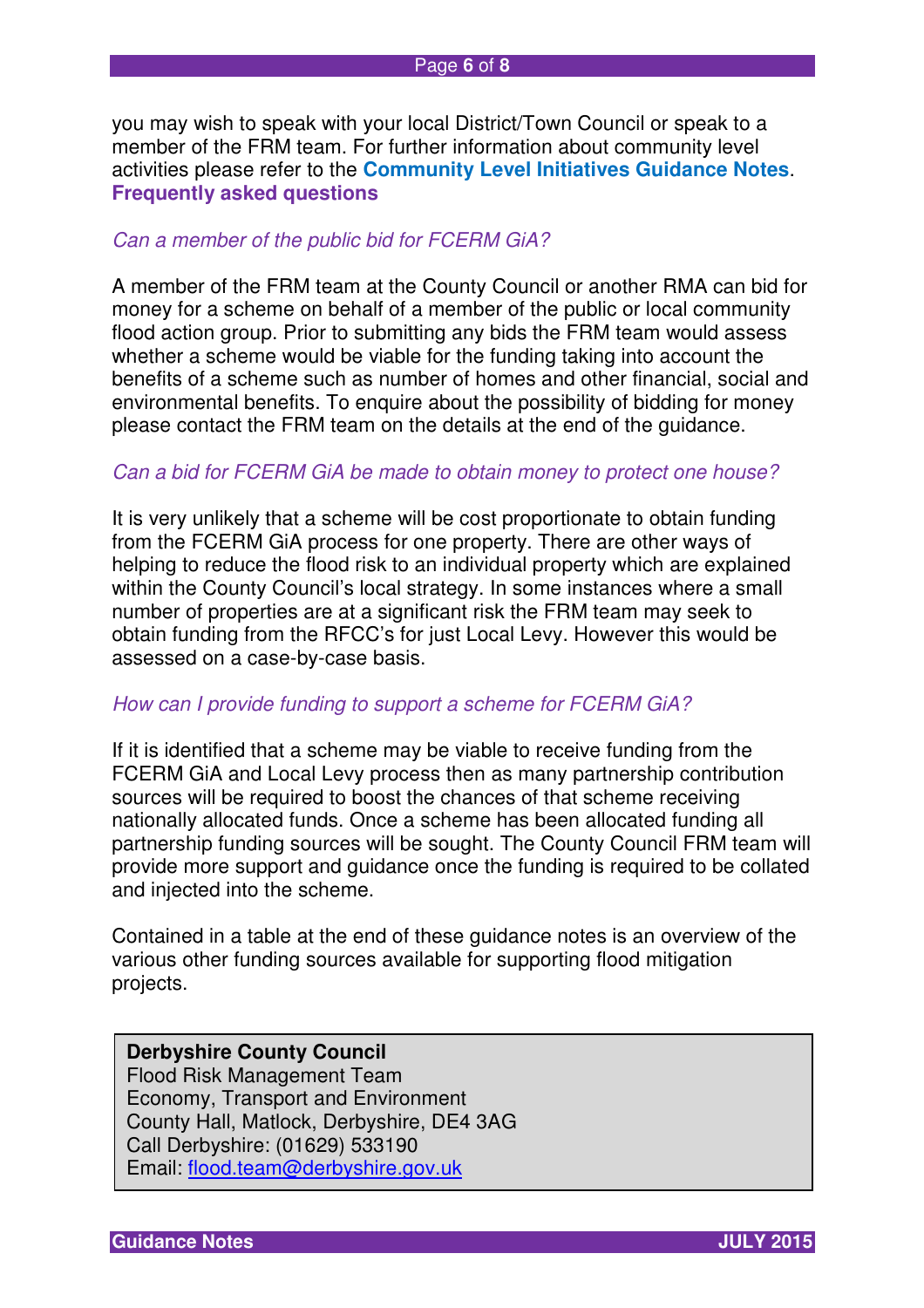you may wish to speak with your local District/Town Council or speak to a member of the FRM team. For further information about community level activities please refer to the **Community Level Initiatives Guidance Notes**.

## Frequently asked questions

*Can a member of the public bid for FCERM GiA?*

A member of the FRM team at the County Council or another RMA can bid for money for a scheme on behalf of a member of the public or local community flood action group. Prior to submitting any bids the FRM team would assess whether a scheme would be viable for the funding taking into account the benefits of a scheme such as number of homes and other financial, social and environmental benefits. To enquire about the possibility of bidding for money please contact the FRM team on the details at the end of the guidance.

*Can a bid for FCERM GiA be made to obtain money to protect one house?*

It is very unlikely that a scheme will be cost proportionate to obtain funding from the FCERM GiA process for one property. There are other ways of helping to reduce the flood risk to an individual property which are explained within the County Council's local strategy. In some instances where a small number of properties are at a significant risk the FRM team may seek to obtain funding from the RFCC's for just Local Levy. However this would be assessed on a case-by-case basis.

*How can I provide funding to support a scheme for FCERM GiA?*

If it is identified that a scheme may be viable to receive funding from the FCERM GiA and Local Levy process then as many partnership contribution sources will be required to boost the chances of that scheme receiving nationally allocated funds. Once a scheme has been allocated funding all partnership funding sources will be sought. The County Council FRM team will provide more support and guidance once the funding is required to be collated and injected into the scheme.

Contained in a table at the end of these guidance notes is an overview of the various other funding sources available for supporting flood mitigation projects.

**Derbyshire County Council**
Flood Risk Management Team
Economy, Transport and Environment
County Hall, Matlock, Derbyshire, DE4 3AG
Call Derbyshire: (01629) 533190
Email: flood.team@derbyshire.gov.uk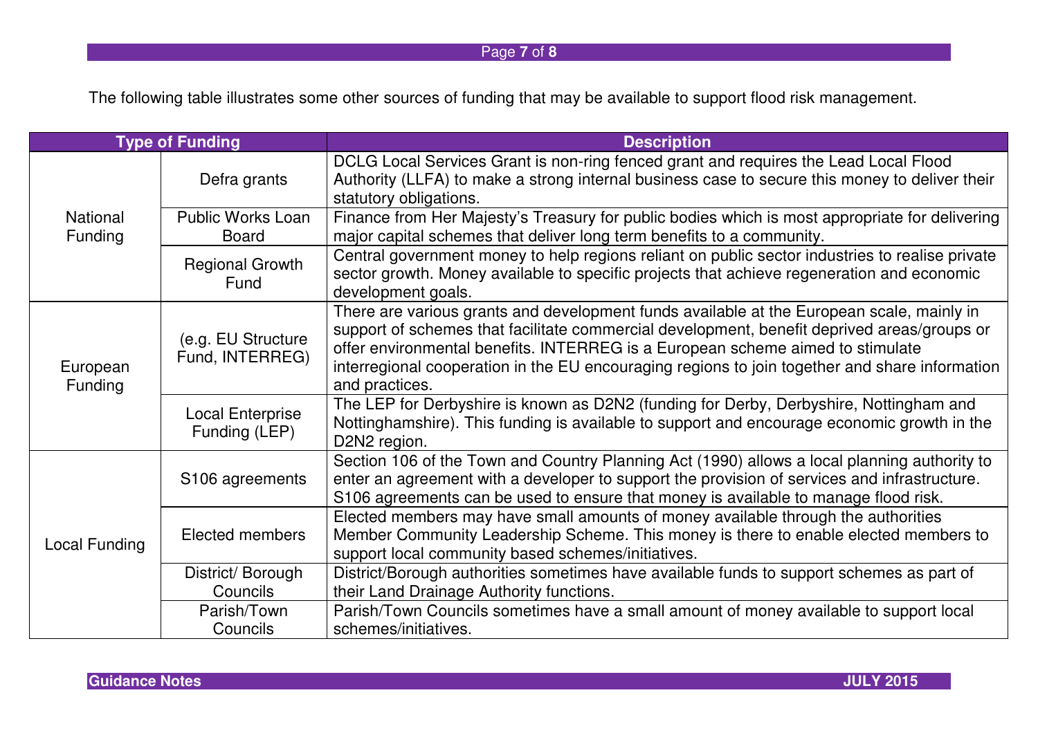The following table illustrates some other sources of funding that may be available to support flood risk management.

| Type of Funding | | Description |
|---|---|---|
| National Funding | Defra grants | DCLG Local Services Grant is non-ring fenced grant and requires the Lead Local Flood Authority (LLFA) to make a strong internal business case to secure this money to deliver their statutory obligations. |
| | Public Works Loan Board | Finance from Her Majesty's Treasury for public bodies which is most appropriate for delivering major capital schemes that deliver long term benefits to a community. |
| | Regional Growth Fund | Central government money to help regions reliant on public sector industries to realise private sector growth. Money available to specific projects that achieve regeneration and economic development goals. |
| European Funding | (e.g. EU Structure Fund, INTERREG) | There are various grants and development funds available at the European scale, mainly in support of schemes that facilitate commercial development, benefit deprived areas/groups or offer environmental benefits. INTERREG is a European scheme aimed to stimulate interregional cooperation in the EU encouraging regions to join together and share information and practices. |
| | Local Enterprise Funding (LEP) | The LEP for Derbyshire is known as D2N2 (funding for Derby, Derbyshire, Nottingham and Nottinghamshire). This funding is available to support and encourage economic growth in the D2N2 region. |
| Local Funding | S106 agreements | Section 106 of the Town and Country Planning Act (1990) allows a local planning authority to enter an agreement with a developer to support the provision of services and infrastructure. S106 agreements can be used to ensure that money is available to manage flood risk. |
| | Elected members | Elected members may have small amounts of money available through the authorities Member Community Leadership Scheme. This money is there to enable elected members to support local community based schemes/initiatives. |
| | District/ Borough Councils | District/Borough authorities sometimes have available funds to support schemes as part of their Land Drainage Authority functions. |
| | Parish/Town Councils | Parish/Town Councils sometimes have a small amount of money available to support local schemes/initiatives. |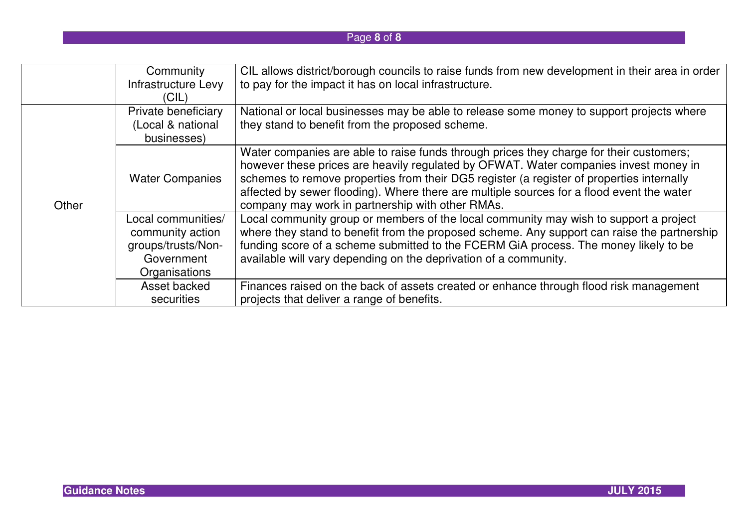| | | |
|---|---|---|
| | Community Infrastructure Levy (CIL) | CIL allows district/borough councils to raise funds from new development in their area in order to pay for the impact it has on local infrastructure. |
| Other | Private beneficiary (Local & national businesses) | National or local businesses may be able to release some money to support projects where they stand to benefit from the proposed scheme. |
| | Water Companies | Water companies are able to raise funds through prices they charge for their customers; however these prices are heavily regulated by OFWAT. Water companies invest money in schemes to remove properties from their DG5 register (a register of properties internally affected by sewer flooding). Where there are multiple sources for a flood event the water company may work in partnership with other RMAs. |
| | Local communities/ community action groups/trusts/Non-Government Organisations | Local community group or members of the local community may wish to support a project where they stand to benefit from the proposed scheme. Any support can raise the partnership funding score of a scheme submitted to the FCERM GiA process. The money likely to be available will vary depending on the deprivation of a community. |
| | Asset backed securities | Finances raised on the back of assets created or enhance through flood risk management projects that deliver a range of benefits. |